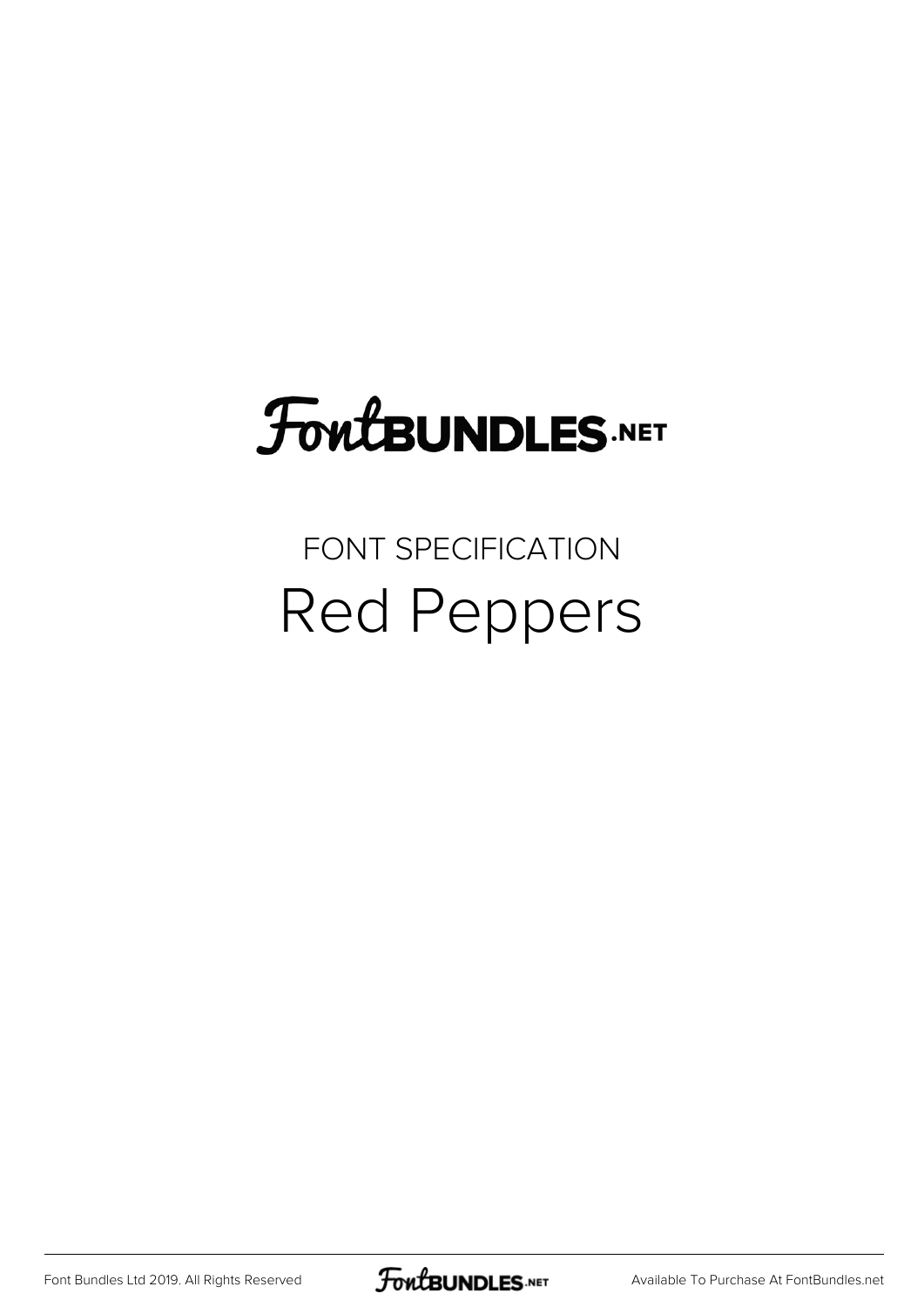# FontBUNDLES.NET

FONT SPECIFICATION

## Red Peppers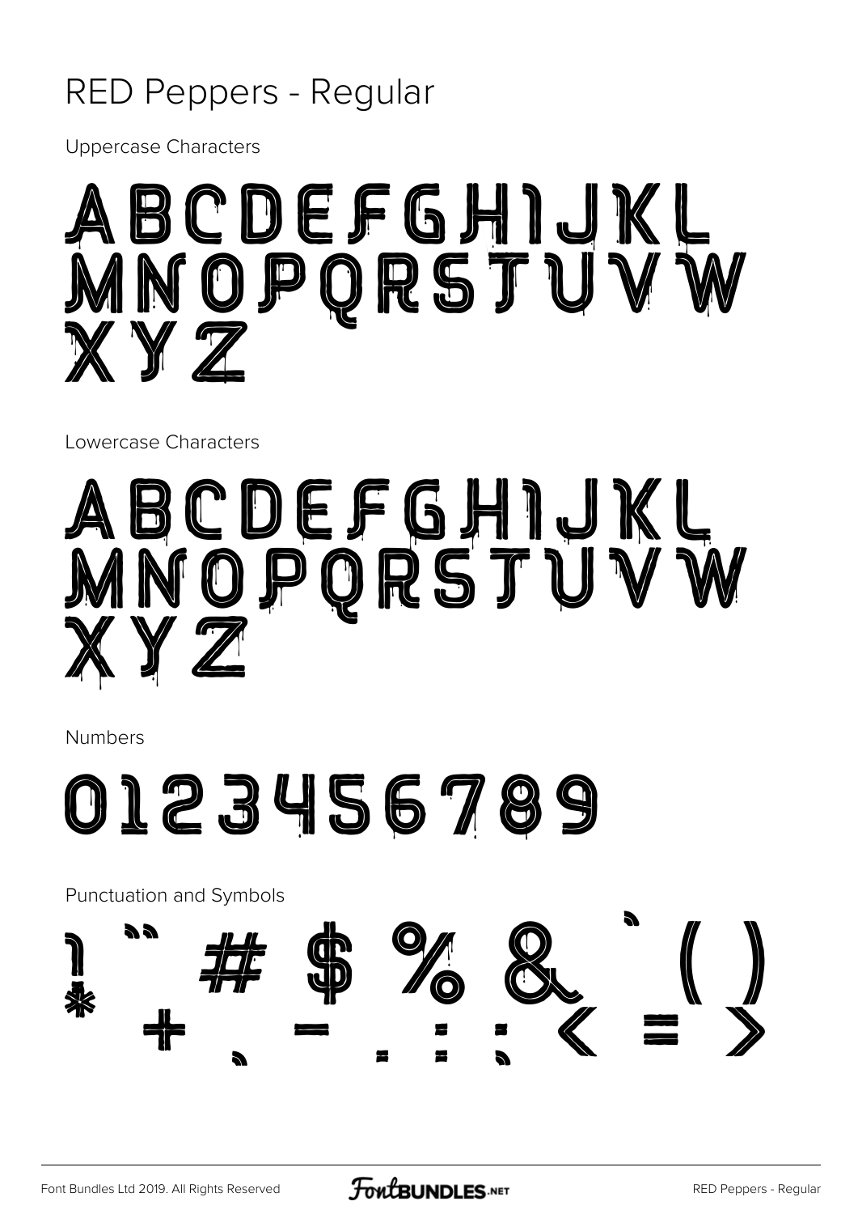# RED Peppers - Regular

Uppercase Characters

ABCDEFGHIJKL
MNOPQRSTUVW
XYZ

Lowercase Characters

ABCDEFGHIJKL
MNOPQRSTUVW
XYZ

Numbers

0123456789

Punctuation and Symbols

! " # $ % & ' ( )
* + , - . / : ; < = >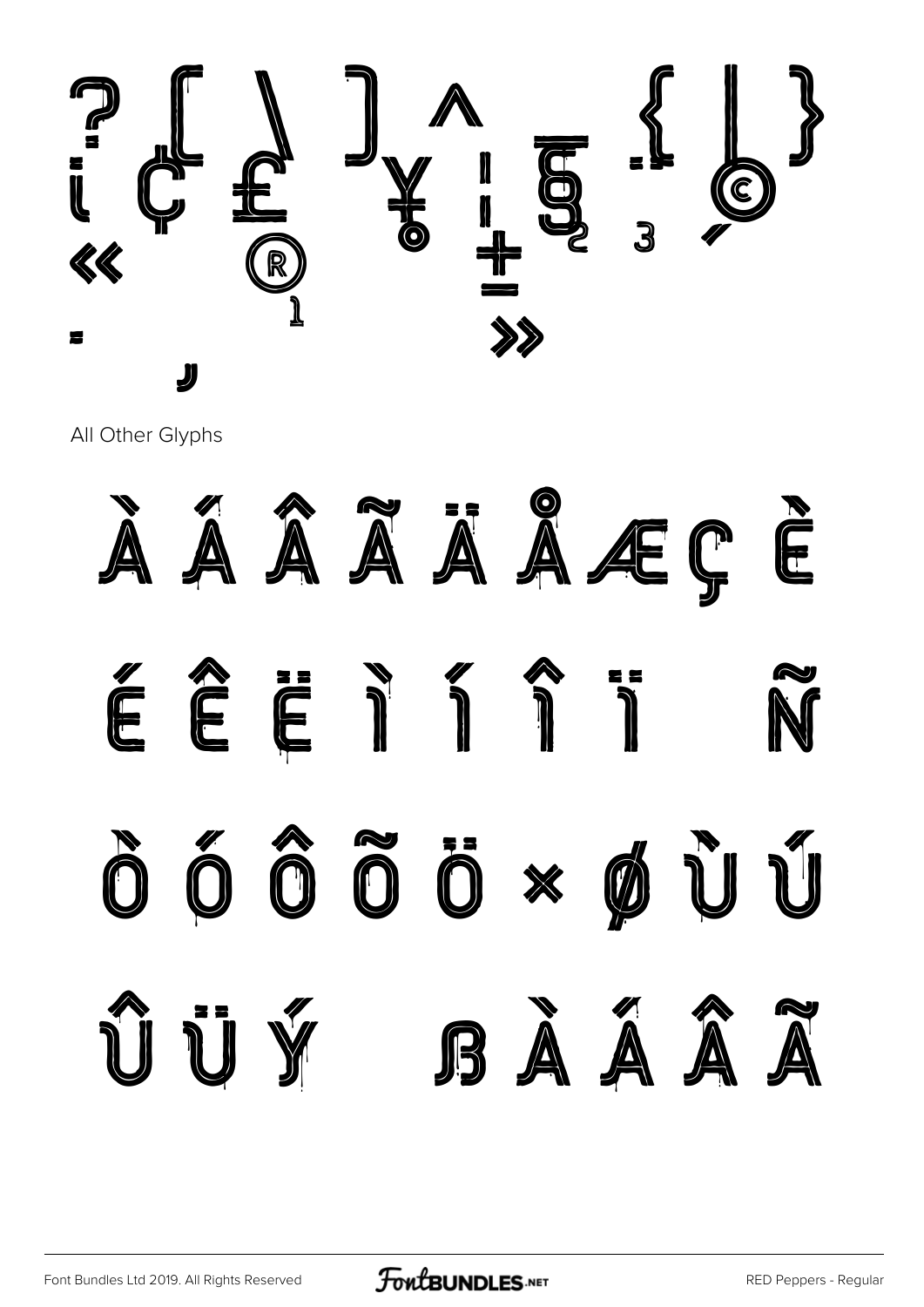? [ \ ] ^ { | }

¡ ¢ £ ¥ ¦ § ¨ ©

« ® ± ² ³ ´

¯ ¹ »

¸

All Other Glyphs

À Á Â Ã Ä Å Æ Ç È

É Ê Ë Ì Í Î Ï Ñ

Ò Ó Ô Õ Ö × Ø Ù Ú

Û Ü Ý ß à á â ã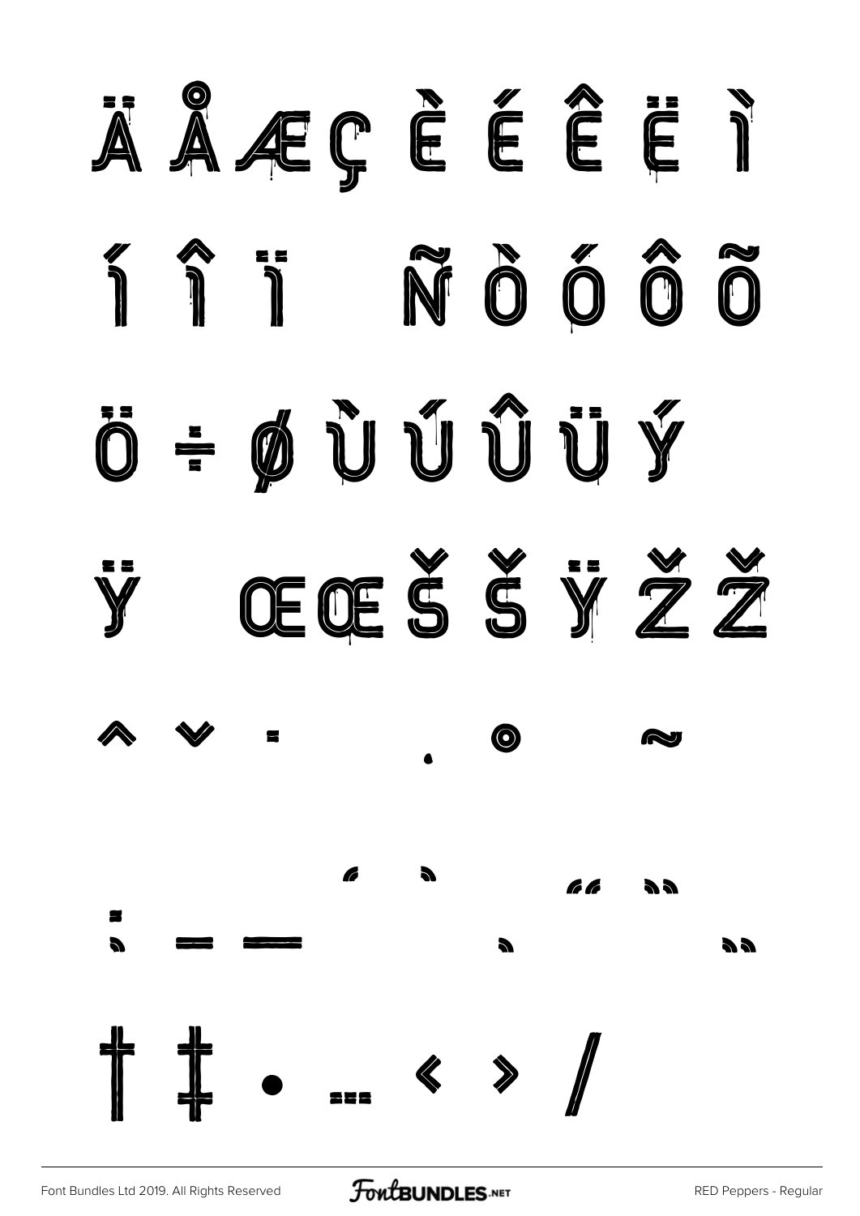Ä Å Æ Ç È É Ê Ë Ì

Í Î Ï Ñ Ò Ó Ô Õ

Ö ÷ ø Ù Ú Û Ü Ý

Ÿ Œ œ Š š Ÿ Ž ž

ˆ ˇ ¯ ¸ ˚ ˜

; – — ' ' ‚ " " „

† ‡ • … ‹ › /

Font Bundles Ltd 2019. All Rights Reserved

RED Peppers - Regular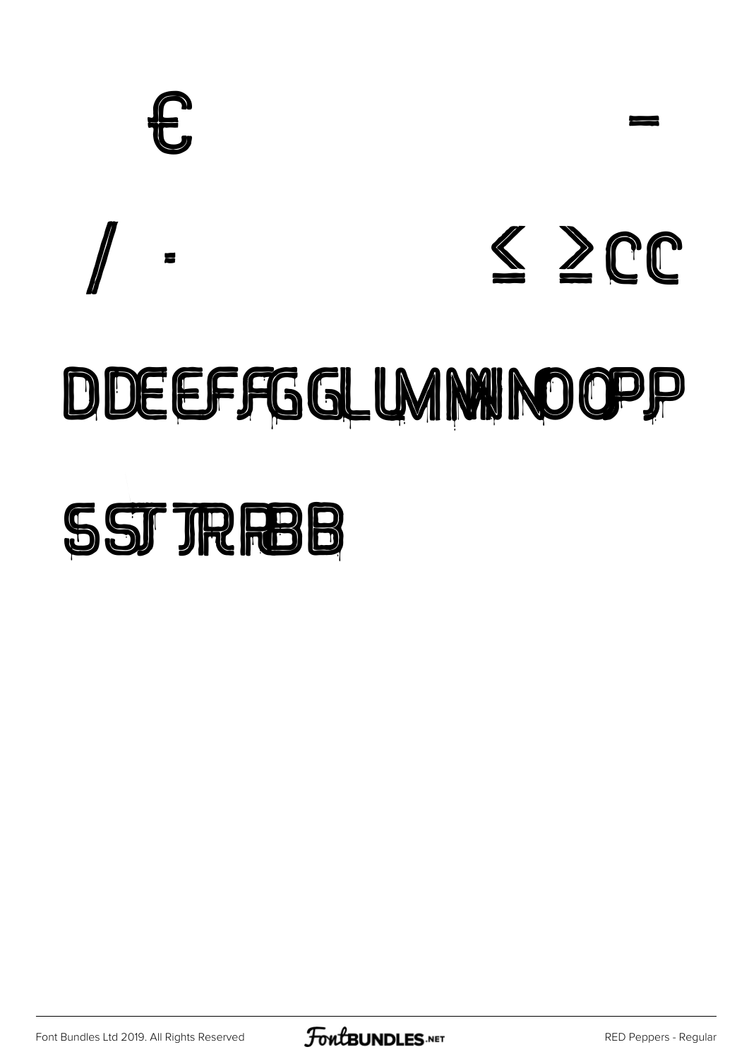€ –

/ · ≤ ≥ CC

DDEEFFGGLLMMNNOOPP

SSTTRRBB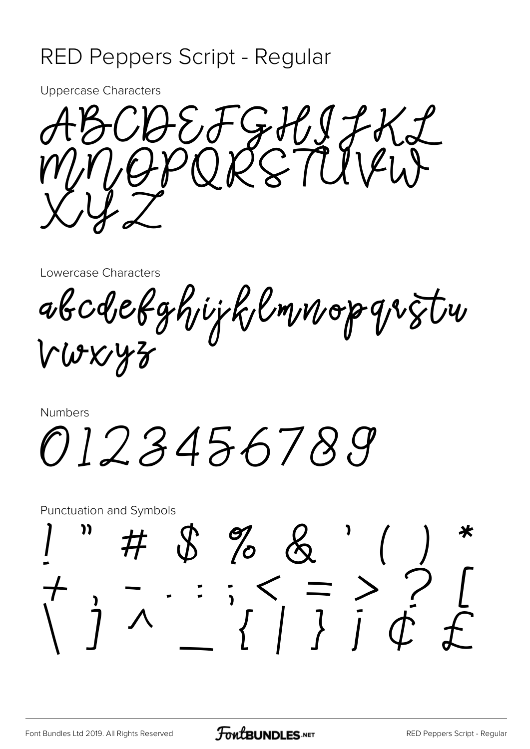# RED Peppers Script - Regular

Uppercase Characters

ABCDEFGHIJKL
MNOPQRSTUVW
XYZ

Lowercase Characters

abcdefghijklmnopqrstu
vwxyz

Numbers

0123456789

Punctuation and Symbols

! " # $ % & ' ( ) *
+ , - . : ; < = > ? [
\ ] ^ _ { | } ¡ ¢ £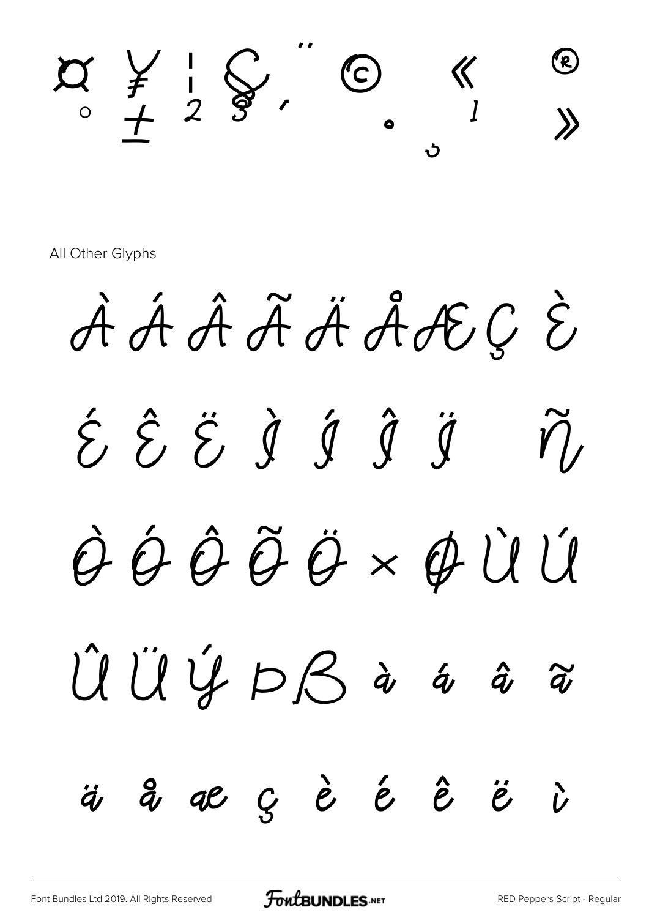¤ ¥ ¦ § ¨ © « ® ° ± ² ³ ´ · ¸ ¹ »

All Other Glyphs

À Á Â Ã Ä Å Æ Ç È

É Ê Ë Ì Í Î Ï Ñ

Ò Ó Ô Õ Ö × Ø Ù Ú

Û Ü Ý Þ ß à á â ã

ä å æ ç è é ê ë ì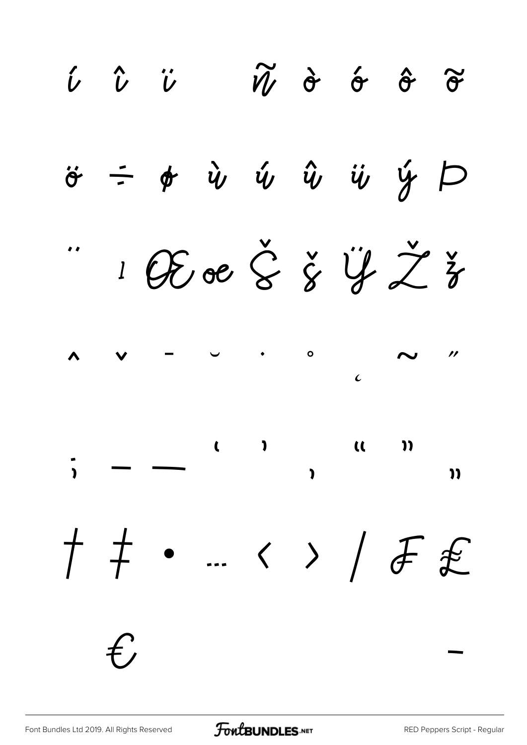í î ï ñ ò ó ô õ

ö ÷ ø ù ú û ü ý þ

ÿ ı Œ œ Š š Ÿ Ž ž

ˆ ˇ ¯ ˘ ˙ ˚ ¸ ˜ ˝

; – — ' ' ‚ " " „

† ‡ • … ‹ › ⁄ ₣ ₤

€ −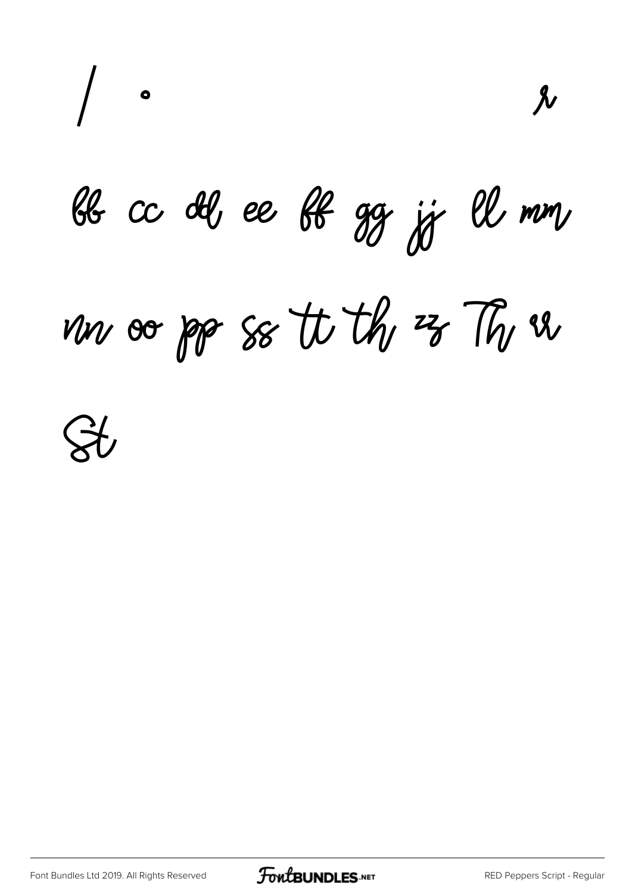/ ˚ r

bb cc dd ee ff gg jj ll mm

nn oo pp ss tt th zz Th rr

St